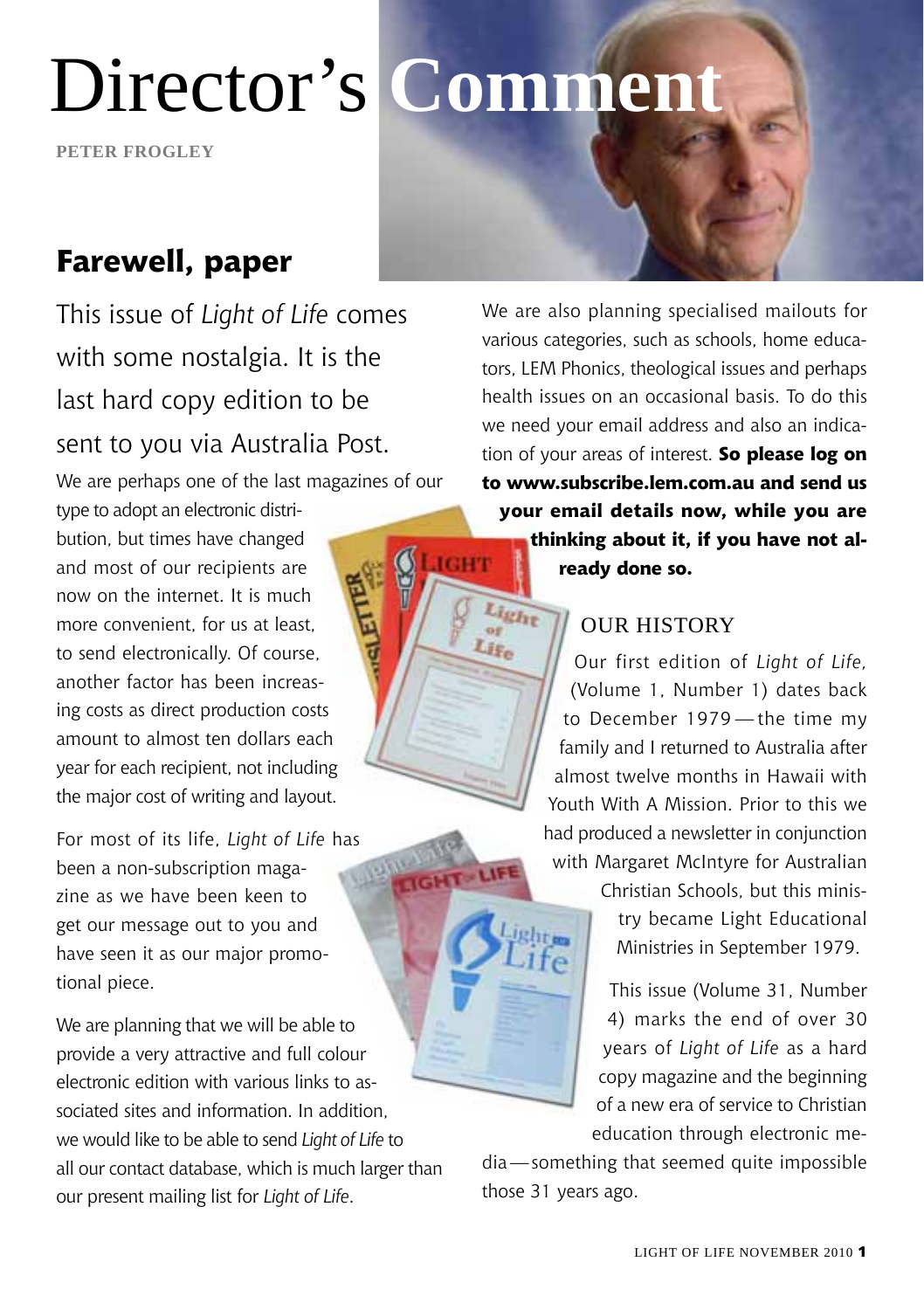# Director's Comment

**PETER FROGLEY**

## Farewell, paper

This issue of *Light of Life* comes with some nostalgia. It is the last hard copy edition to be sent to you via Australia Post.

We are perhaps one of the last magazines of our type to adopt an electronic distribution, but times have changed and most of our recipients are now on the internet. It is much more convenient, for us at least, to send electronically. Of course, another factor has been increasing costs as direct production costs amount to almost ten dollars each year for each recipient, not including the major cost of writing and layout.

For most of its life, *Light of Life* has been a non-subscription magazine as we have been keen to get our message out to you and have seen it as our major promotional piece.

We are planning that we will be able to provide a very attractive and full colour electronic edition with various links to associated sites and information. In addition, we would like to be able to send *Light of Life* to all our contact database, which is much larger than our present mailing list for *Light of Life*.

We are also planning specialised mailouts for various categories, such as schools, home educators, LEM Phonics, theological issues and perhaps health issues on an occasional basis. To do this we need your email address and also an indication of your areas of interest. **So please log on to www.subscribe.lem.com.au and send us your email details now, while you are thinking about it, if you have not already done so.**

### OUR HISTORY

Our first edition of *Light of Life*, (Volume 1, Number 1) dates back to December 1979—the time my family and I returned to Australia after almost twelve months in Hawaii with Youth With A Mission. Prior to this we had produced a newsletter in conjunction with Margaret McIntyre for Australian Christian Schools, but this ministry became Light Educational Ministries in September 1979.

This issue (Volume 31, Number 4) marks the end of over 30 years of *Light of Life* as a hard copy magazine and the beginning of a new era of service to Christian education through electronic media—something that seemed quite impossible those 31 years ago.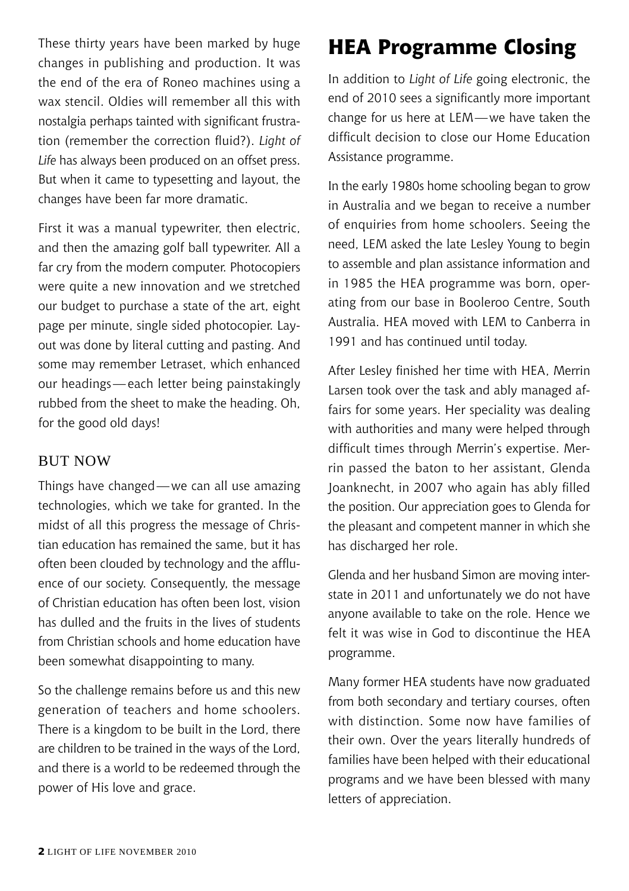These thirty years have been marked by huge changes in publishing and production. It was the end of the era of Roneo machines using a wax stencil. Oldies will remember all this with nostalgia perhaps tainted with significant frustration (remember the correction fluid?). *Light of Life* has always been produced on an offset press. But when it came to typesetting and layout, the changes have been far more dramatic.

First it was a manual typewriter, then electric, and then the amazing golf ball typewriter. All a far cry from the modern computer. Photocopiers were quite a new innovation and we stretched our budget to purchase a state of the art, eight page per minute, single sided photocopier. Layout was done by literal cutting and pasting. And some may remember Letraset, which enhanced our headings — each letter being painstakingly rubbed from the sheet to make the heading. Oh, for the good old days!

## BUT NOW

Things have changed — we can all use amazing technologies, which we take for granted. In the midst of all this progress the message of Christian education has remained the same, but it has often been clouded by technology and the affluence of our society. Consequently, the message of Christian education has often been lost, vision has dulled and the fruits in the lives of students from Christian schools and home education have been somewhat disappointing to many.

So the challenge remains before us and this new generation of teachers and home schoolers. There is a kingdom to be built in the Lord, there are children to be trained in the ways of the Lord, and there is a world to be redeemed through the power of His love and grace.

# HEA Programme Closing

In addition to *Light of Life* going electronic, the end of 2010 sees a significantly more important change for us here at LEM — we have taken the difficult decision to close our Home Education Assistance programme.

In the early 1980s home schooling began to grow in Australia and we began to receive a number of enquiries from home schoolers. Seeing the need, LEM asked the late Lesley Young to begin to assemble and plan assistance information and in 1985 the HEA programme was born, operating from our base in Booleroo Centre, South Australia. HEA moved with LEM to Canberra in 1991 and has continued until today.

After Lesley finished her time with HEA, Merrin Larsen took over the task and ably managed affairs for some years. Her speciality was dealing with authorities and many were helped through difficult times through Merrin's expertise. Merrin passed the baton to her assistant, Glenda Joanknecht, in 2007 who again has ably filled the position. Our appreciation goes to Glenda for the pleasant and competent manner in which she has discharged her role.

Glenda and her husband Simon are moving interstate in 2011 and unfortunately we do not have anyone available to take on the role. Hence we felt it was wise in God to discontinue the HEA programme.

Many former HEA students have now graduated from both secondary and tertiary courses, often with distinction. Some now have families of their own. Over the years literally hundreds of families have been helped with their educational programs and we have been blessed with many letters of appreciation.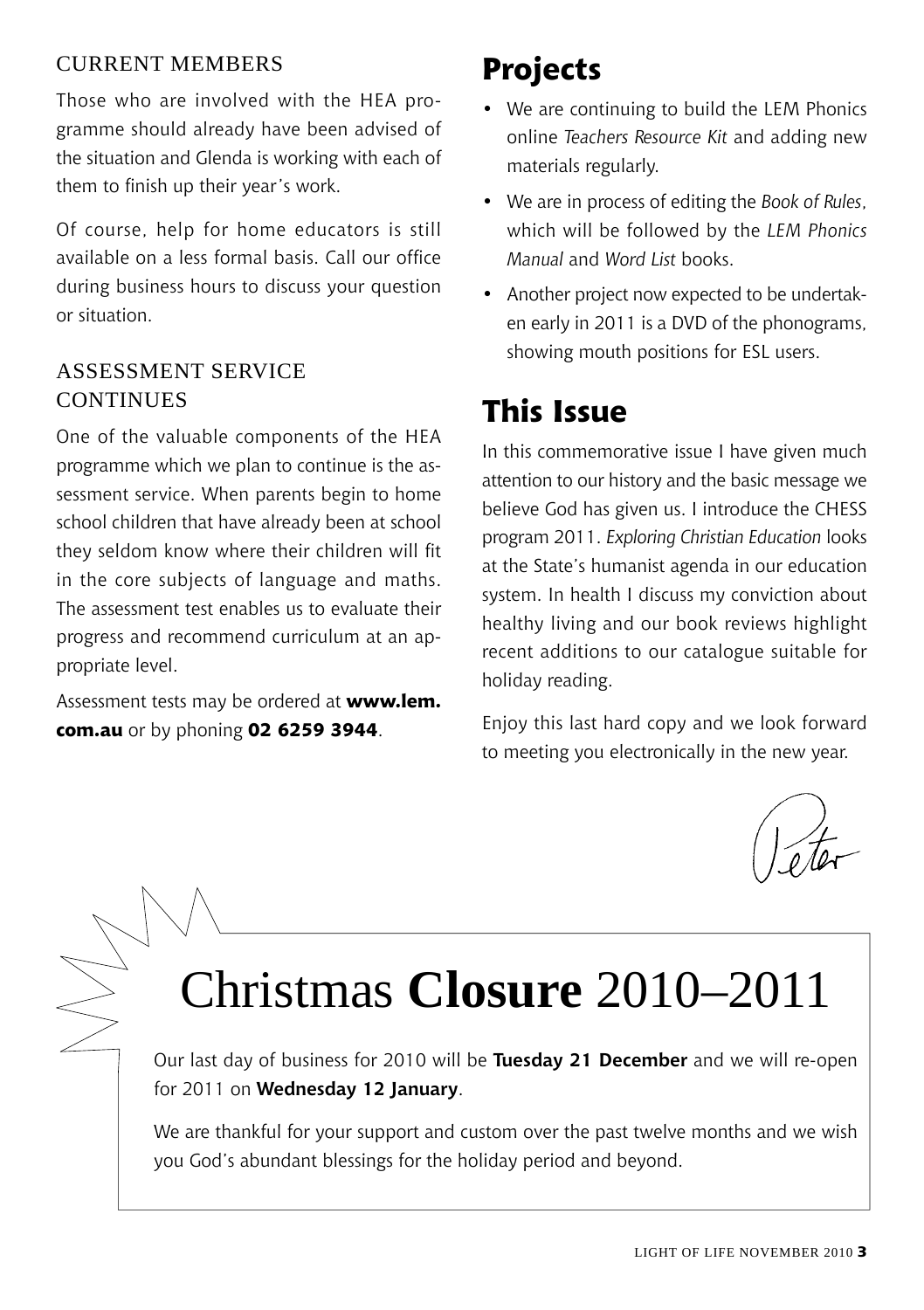### CURRENT MEMBERS

Those who are involved with the HEA programme should already have been advised of the situation and Glenda is working with each of them to finish up their year's work.

Of course, help for home educators is still available on a less formal basis. Call our office during business hours to discuss your question or situation.

### ASSESSMENT SERVICE CONTINUES

One of the valuable components of the HEA programme which we plan to continue is the assessment service. When parents begin to home school children that have already been at school they seldom know where their children will fit in the core subjects of language and maths. The assessment test enables us to evaluate their progress and recommend curriculum at an appropriate level.

Assessment tests may be ordered at **www.lem.com.au** or by phoning **02 6259 3944**.

## Projects

- We are continuing to build the LEM Phonics online *Teachers Resource Kit* and adding new materials regularly.
- We are in process of editing the *Book of Rules*, which will be followed by the *LEM Phonics Manual* and *Word List* books.
- Another project now expected to be undertaken early in 2011 is a DVD of the phonograms, showing mouth positions for ESL users.

## This Issue

In this commemorative issue I have given much attention to our history and the basic message we believe God has given us. I introduce the CHESS program 2011. *Exploring Christian Education* looks at the State's humanist agenda in our education system. In health I discuss my conviction about healthy living and our book reviews highlight recent additions to our catalogue suitable for holiday reading.

Enjoy this last hard copy and we look forward to meeting you electronically in the new year.

Peter

# Christmas **Closure** 2010–2011

Our last day of business for 2010 will be **Tuesday 21 December** and we will re-open for 2011 on **Wednesday 12 January**.

We are thankful for your support and custom over the past twelve months and we wish you God's abundant blessings for the holiday period and beyond.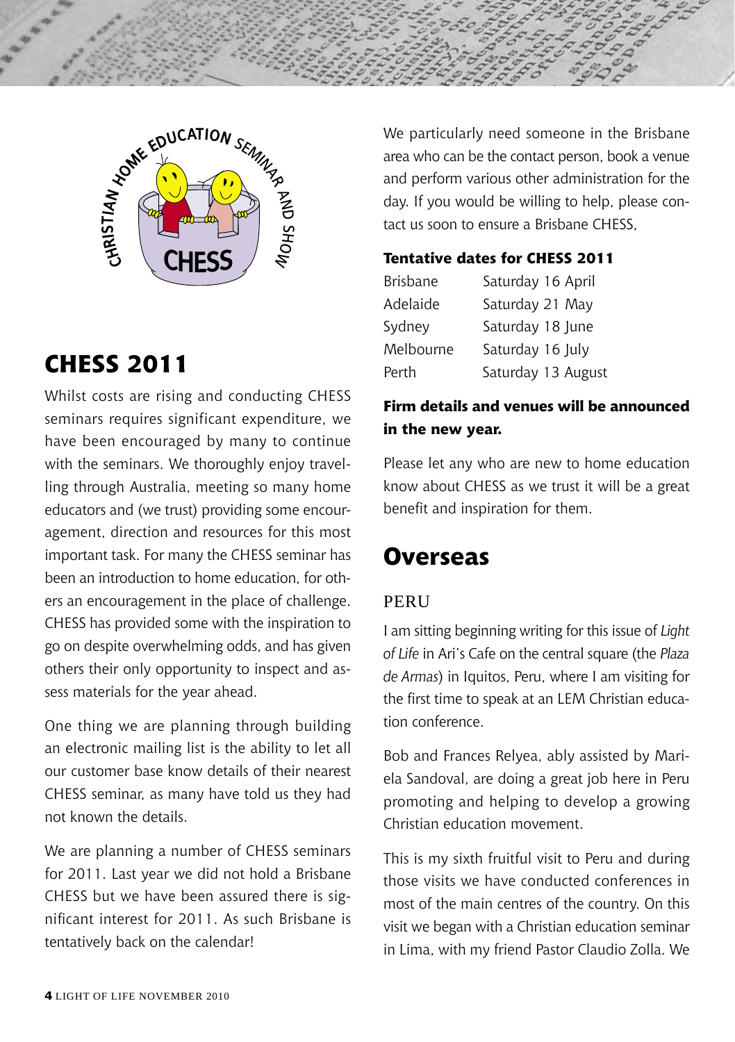## CHESS 2011

Whilst costs are rising and conducting CHESS seminars requires significant expenditure, we have been encouraged by many to continue with the seminars. We thoroughly enjoy travelling through Australia, meeting so many home educators and (we trust) providing some encouragement, direction and resources for this most important task. For many the CHESS seminar has been an introduction to home education, for others an encouragement in the place of challenge. CHESS has provided some with the inspiration to go on despite overwhelming odds, and has given others their only opportunity to inspect and assess materials for the year ahead.

One thing we are planning through building an electronic mailing list is the ability to let all our customer base know details of their nearest CHESS seminar, as many have told us they had not known the details.

We are planning a number of CHESS seminars for 2011. Last year we did not hold a Brisbane CHESS but we have been assured there is significant interest for 2011. As such Brisbane is tentatively back on the calendar!

We particularly need someone in the Brisbane area who can be the contact person, book a venue and perform various other administration for the day. If you would be willing to help, please contact us soon to ensure a Brisbane CHESS,

**Tentative dates for CHESS 2011**

| | |
|---|---|
| Brisbane | Saturday 16 April |
| Adelaide | Saturday 21 May |
| Sydney | Saturday 18 June |
| Melbourne | Saturday 16 July |
| Perth | Saturday 13 August |

**Firm details and venues will be announced in the new year.**

Please let any who are new to home education know about CHESS as we trust it will be a great benefit and inspiration for them.

## Overseas

### PERU

I am sitting beginning writing for this issue of *Light of Life* in Ari's Cafe on the central square (the *Plaza de Armas*) in Iquitos, Peru, where I am visiting for the first time to speak at an LEM Christian education conference.

Bob and Frances Relyea, ably assisted by Mariela Sandoval, are doing a great job here in Peru promoting and helping to develop a growing Christian education movement.

This is my sixth fruitful visit to Peru and during those visits we have conducted conferences in most of the main centres of the country. On this visit we began with a Christian education seminar in Lima, with my friend Pastor Claudio Zolla. We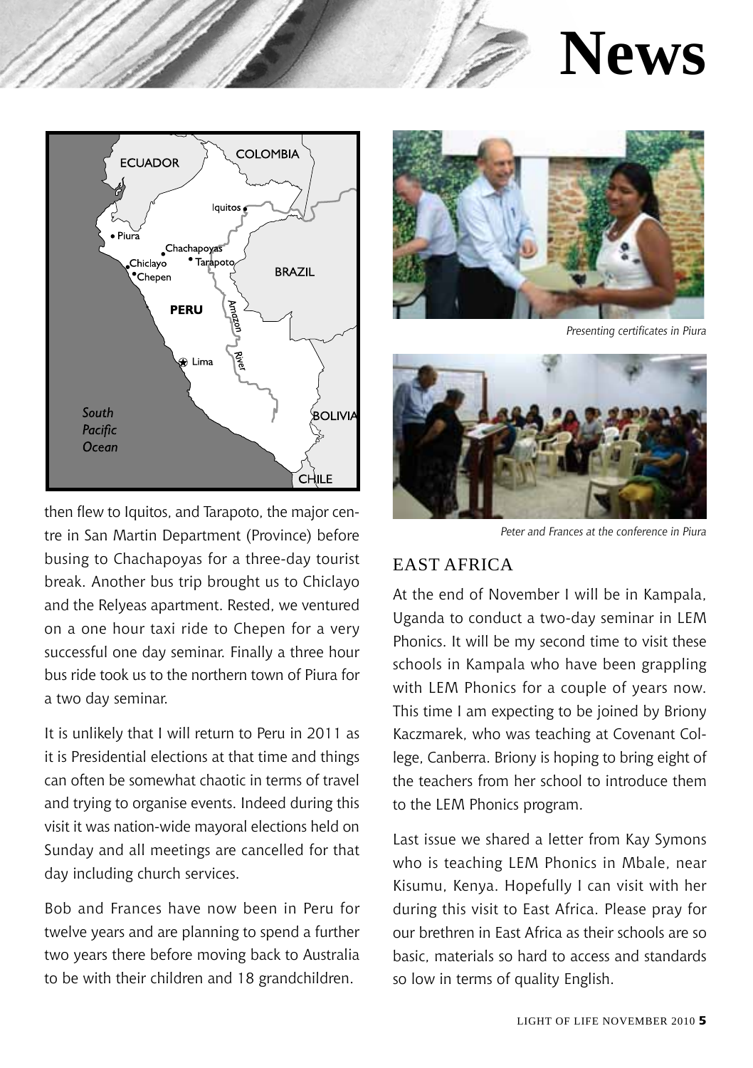# News

then flew to Iquitos, and Tarapoto, the major centre in San Martin Department (Province) before busing to Chachapoyas for a three-day tourist break. Another bus trip brought us to Chiclayo and the Relyeas apartment. Rested, we ventured on a one hour taxi ride to Chepen for a very successful one day seminar. Finally a three hour bus ride took us to the northern town of Piura for a two day seminar.

It is unlikely that I will return to Peru in 2011 as it is Presidential elections at that time and things can often be somewhat chaotic in terms of travel and trying to organise events. Indeed during this visit it was nation-wide mayoral elections held on Sunday and all meetings are cancelled for that day including church services.

Bob and Frances have now been in Peru for twelve years and are planning to spend a further two years there before moving back to Australia to be with their children and 18 grandchildren.

*Presenting certificates in Piura*

*Peter and Frances at the conference in Piura*

## EAST AFRICA

At the end of November I will be in Kampala, Uganda to conduct a two-day seminar in LEM Phonics. It will be my second time to visit these schools in Kampala who have been grappling with LEM Phonics for a couple of years now. This time I am expecting to be joined by Briony Kaczmarek, who was teaching at Covenant College, Canberra. Briony is hoping to bring eight of the teachers from her school to introduce them to the LEM Phonics program.

Last issue we shared a letter from Kay Symons who is teaching LEM Phonics in Mbale, near Kisumu, Kenya. Hopefully I can visit with her during this visit to East Africa. Please pray for our brethren in East Africa as their schools are so basic, materials so hard to access and standards so low in terms of quality English.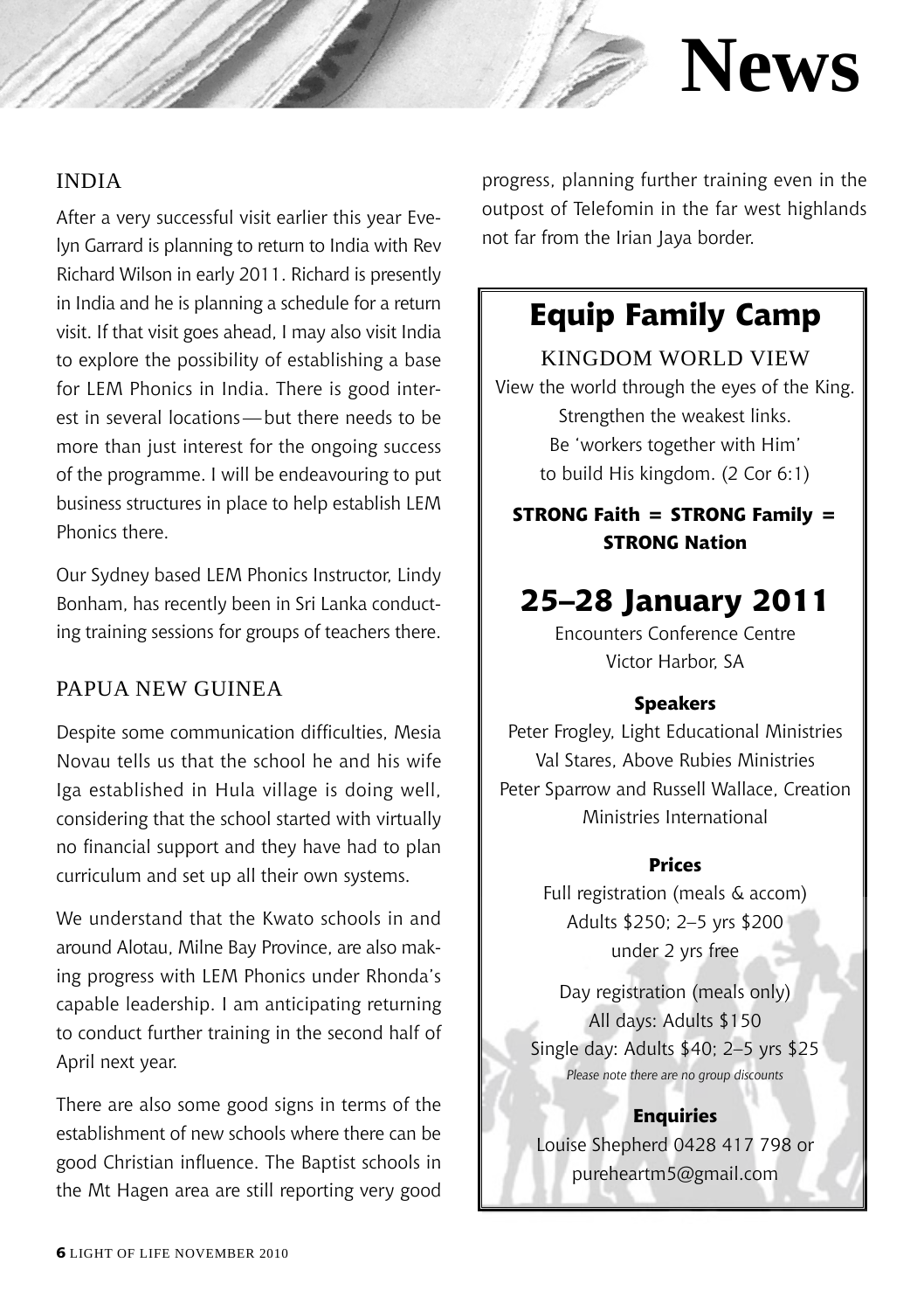# News

## INDIA

After a very successful visit earlier this year Evelyn Garrard is planning to return to India with Rev Richard Wilson in early 2011. Richard is presently in India and he is planning a schedule for a return visit. If that visit goes ahead, I may also visit India to explore the possibility of establishing a base for LEM Phonics in India. There is good interest in several locations—but there needs to be more than just interest for the ongoing success of the programme. I will be endeavouring to put business structures in place to help establish LEM Phonics there.

Our Sydney based LEM Phonics Instructor, Lindy Bonham, has recently been in Sri Lanka conducting training sessions for groups of teachers there.

## PAPUA NEW GUINEA

Despite some communication difficulties, Mesia Novau tells us that the school he and his wife Iga established in Hula village is doing well, considering that the school started with virtually no financial support and they have had to plan curriculum and set up all their own systems.

We understand that the Kwato schools in and around Alotau, Milne Bay Province, are also making progress with LEM Phonics under Rhonda's capable leadership. I am anticipating returning to conduct further training in the second half of April next year.

There are also some good signs in terms of the establishment of new schools where there can be good Christian influence. The Baptist schools in the Mt Hagen area are still reporting very good progress, planning further training even in the outpost of Telefomin in the far west highlands not far from the Irian Jaya border.

---

## Equip Family Camp

KINGDOM WORLD VIEW

View the world through the eyes of the King.
Strengthen the weakest links.
Be 'workers together with Him'
to build His kingdom. (2 Cor 6:1)

**STRONG Faith = STRONG Family = STRONG Nation**

## 25–28 January 2011

Encounters Conference Centre
Victor Harbor, SA

**Speakers**

Peter Frogley, Light Educational Ministries
Val Stares, Above Rubies Ministries
Peter Sparrow and Russell Wallace, Creation Ministries International

**Prices**

Full registration (meals & accom)
Adults $250; 2–5 yrs $200
under 2 yrs free

Day registration (meals only)
All days: Adults $150
Single day: Adults $40; 2–5 yrs $25
*Please note there are no group discounts*

**Enquiries**

Louise Shepherd 0428 417 798 or
pureheartm5@gmail.com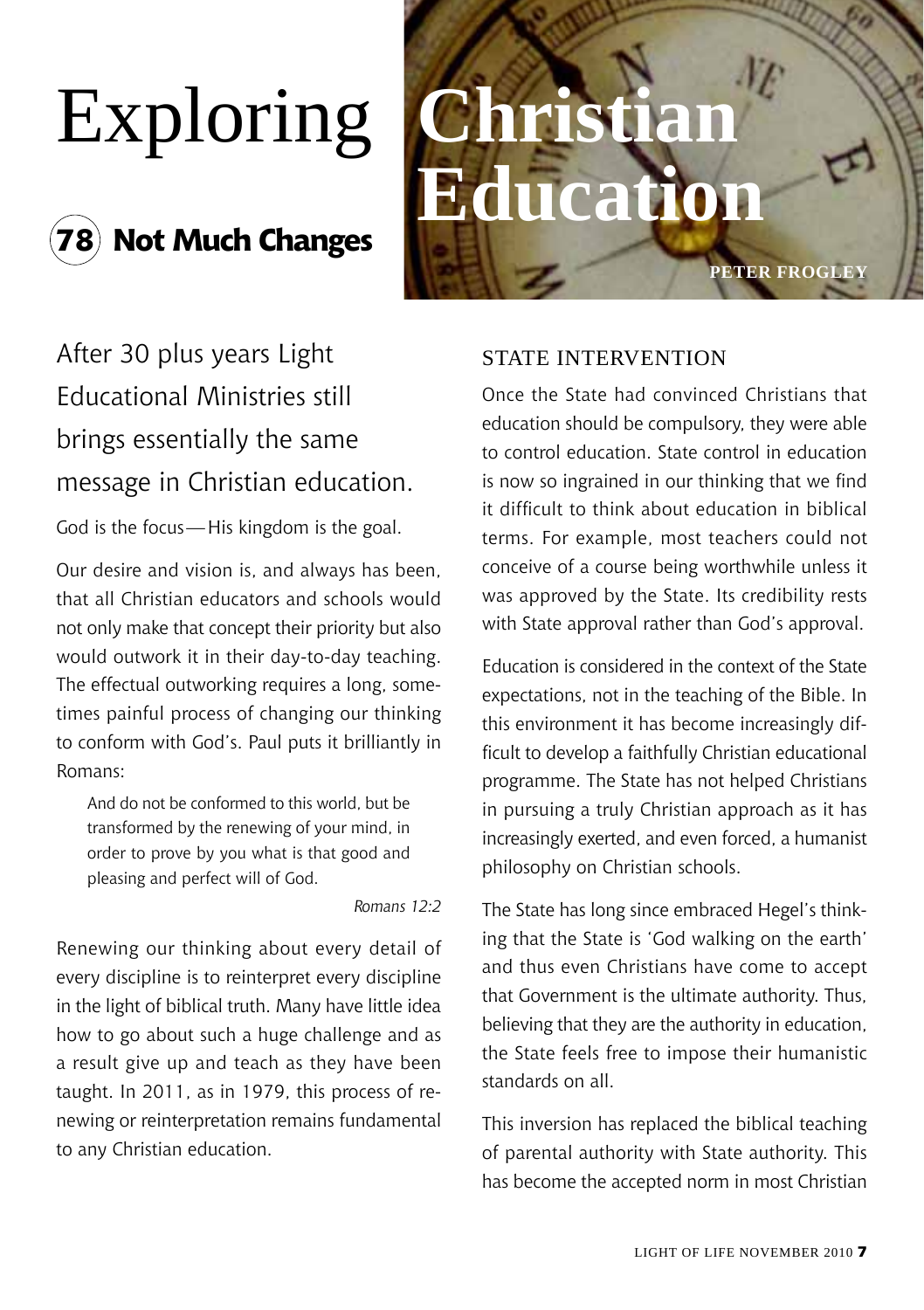# Exploring Christian Education

## 78 Not Much Changes

PETER FROGLEY

After 30 plus years Light Educational Ministries still brings essentially the same message in Christian education.

God is the focus—His kingdom is the goal.

Our desire and vision is, and always has been, that all Christian educators and schools would not only make that concept their priority but also would outwork it in their day-to-day teaching. The effectual outworking requires a long, sometimes painful process of changing our thinking to conform with God's. Paul puts it brilliantly in Romans:

> And do not be conformed to this world, but be transformed by the renewing of your mind, in order to prove by you what is that good and pleasing and perfect will of God.
>
> *Romans 12:2*

Renewing our thinking about every detail of every discipline is to reinterpret every discipline in the light of biblical truth. Many have little idea how to go about such a huge challenge and as a result give up and teach as they have been taught. In 2011, as in 1979, this process of renewing or reinterpretation remains fundamental to any Christian education.

### STATE INTERVENTION

Once the State had convinced Christians that education should be compulsory, they were able to control education. State control in education is now so ingrained in our thinking that we find it difficult to think about education in biblical terms. For example, most teachers could not conceive of a course being worthwhile unless it was approved by the State. Its credibility rests with State approval rather than God's approval.

Education is considered in the context of the State expectations, not in the teaching of the Bible. In this environment it has become increasingly difficult to develop a faithfully Christian educational programme. The State has not helped Christians in pursuing a truly Christian approach as it has increasingly exerted, and even forced, a humanist philosophy on Christian schools.

The State has long since embraced Hegel's thinking that the State is 'God walking on the earth' and thus even Christians have come to accept that Government is the ultimate authority. Thus, believing that they are the authority in education, the State feels free to impose their humanistic standards on all.

This inversion has replaced the biblical teaching of parental authority with State authority. This has become the accepted norm in most Christian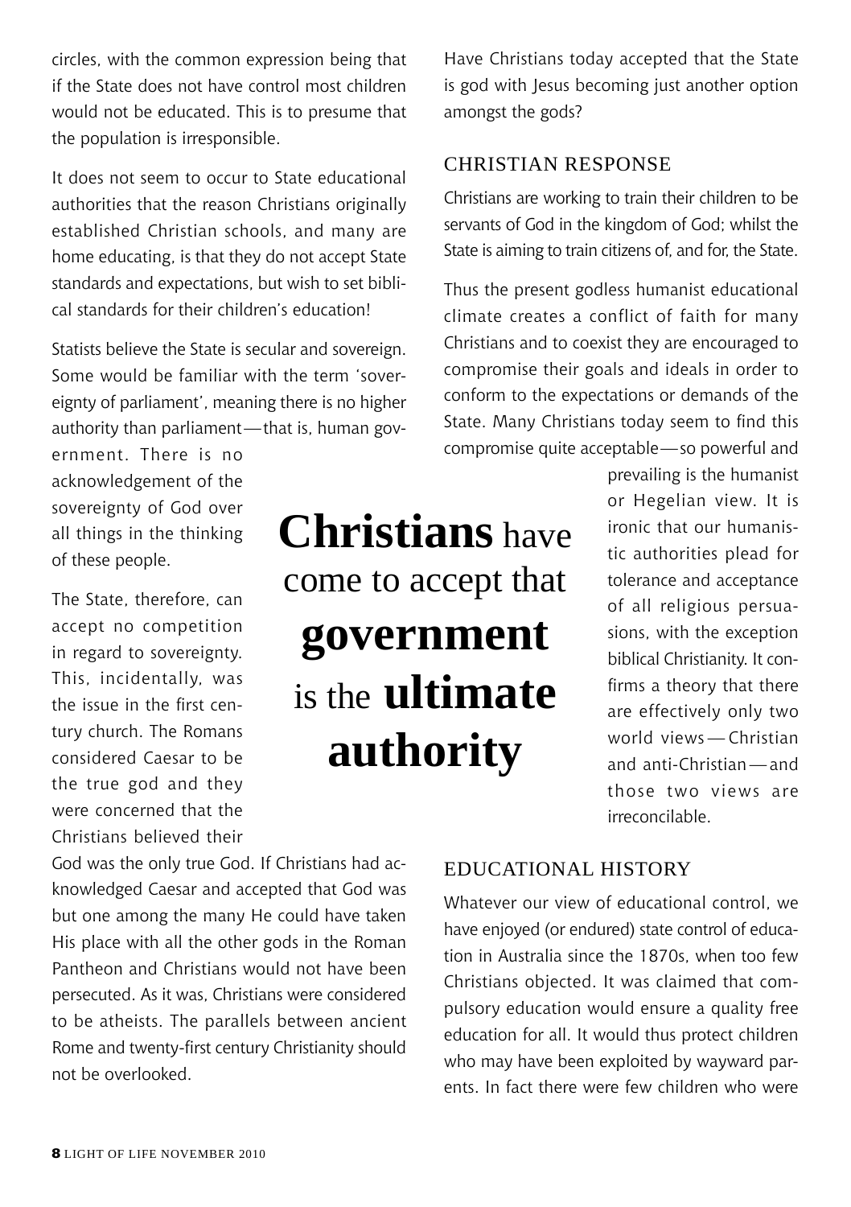circles, with the common expression being that if the State does not have control most children would not be educated. This is to presume that the population is irresponsible.

It does not seem to occur to State educational authorities that the reason Christians originally established Christian schools, and many are home educating, is that they do not accept State standards and expectations, but wish to set biblical standards for their children's education!

Statists believe the State is secular and sovereign. Some would be familiar with the term 'sovereignty of parliament', meaning there is no higher authority than parliament—that is, human government. There is no acknowledgement of the sovereignty of God over all things in the thinking of these people.

The State, therefore, can accept no competition in regard to sovereignty. This, incidentally, was the issue in the first century church. The Romans considered Caesar to be the true god and they were concerned that the Christians believed their God was the only true God. If Christians had acknowledged Caesar and accepted that God was but one among the many He could have taken His place with all the other gods in the Roman Pantheon and Christians would not have been persecuted. As it was, Christians were considered to be atheists. The parallels between ancient Rome and twenty-first century Christianity should not be overlooked.

> **Christians** have come to accept that **government** is the **ultimate authority**

Have Christians today accepted that the State is god with Jesus becoming just another option amongst the gods?

## CHRISTIAN RESPONSE

Christians are working to train their children to be servants of God in the kingdom of God; whilst the State is aiming to train citizens of, and for, the State.

Thus the present godless humanist educational climate creates a conflict of faith for many Christians and to coexist they are encouraged to compromise their goals and ideals in order to conform to the expectations or demands of the State. Many Christians today seem to find this compromise quite acceptable—so powerful and prevailing is the humanist or Hegelian view. It is ironic that our humanistic authorities plead for tolerance and acceptance of all religious persuasions, with the exception biblical Christianity. It confirms a theory that there are effectively only two world views—Christian and anti-Christian—and those two views are irreconcilable.

## EDUCATIONAL HISTORY

Whatever our view of educational control, we have enjoyed (or endured) state control of education in Australia since the 1870s, when too few Christians objected. It was claimed that compulsory education would ensure a quality free education for all. It would thus protect children who may have been exploited by wayward parents. In fact there were few children who were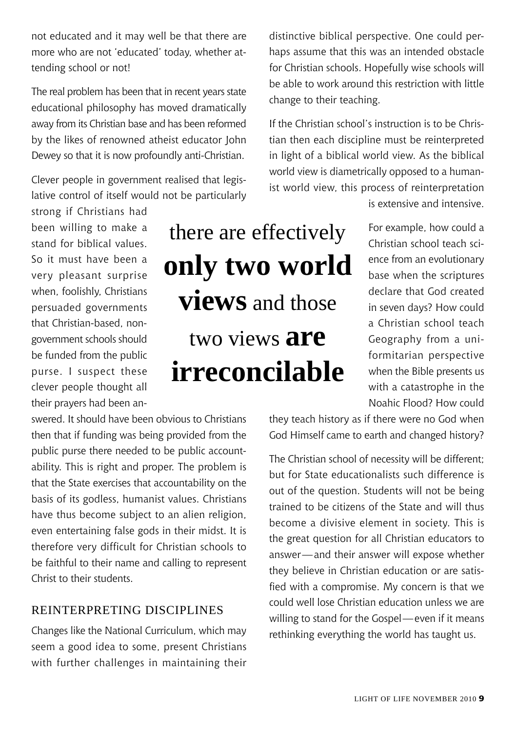not educated and it may well be that there are more who are not 'educated' today, whether attending school or not!

The real problem has been that in recent years state educational philosophy has moved dramatically away from its Christian base and has been reformed by the likes of renowned atheist educator John Dewey so that it is now profoundly anti-Christian.

Clever people in government realised that legislative control of itself would not be particularly strong if Christians had been willing to make a stand for biblical values. So it must have been a very pleasant surprise when, foolishly, Christians persuaded governments that Christian-based, non-government schools should be funded from the public purse. I suspect these clever people thought all their prayers had been answered. It should have been obvious to Christians then that if funding was being provided from the public purse there needed to be public accountability. This is right and proper. The problem is that the State exercises that accountability on the basis of its godless, humanist values. Christians have thus become subject to an alien religion, even entertaining false gods in their midst. It is therefore very difficult for Christian schools to be faithful to their name and calling to represent Christ to their students.

> there are effectively **only two world views** and those two views **are irreconcilable**

## REINTERPRETING DISCIPLINES

Changes like the National Curriculum, which may seem a good idea to some, present Christians with further challenges in maintaining their distinctive biblical perspective. One could perhaps assume that this was an intended obstacle for Christian schools. Hopefully wise schools will be able to work around this restriction with little change to their teaching.

If the Christian school's instruction is to be Christian then each discipline must be reinterpreted in light of a biblical world view. As the biblical world view is diametrically opposed to a humanist world view, this process of reinterpretation is extensive and intensive.

For example, how could a Christian school teach science from an evolutionary base when the scriptures declare that God created in seven days? How could a Christian school teach Geography from a uniformitarian perspective when the Bible presents us with a catastrophe in the Noahic Flood? How could they teach history as if there were no God when God Himself came to earth and changed history?

The Christian school of necessity will be different; but for State educationalists such difference is out of the question. Students will not be being trained to be citizens of the State and will thus become a divisive element in society. This is the great question for all Christian educators to answer—and their answer will expose whether they believe in Christian education or are satisfied with a compromise. My concern is that we could well lose Christian education unless we are willing to stand for the Gospel—even if it means rethinking everything the world has taught us.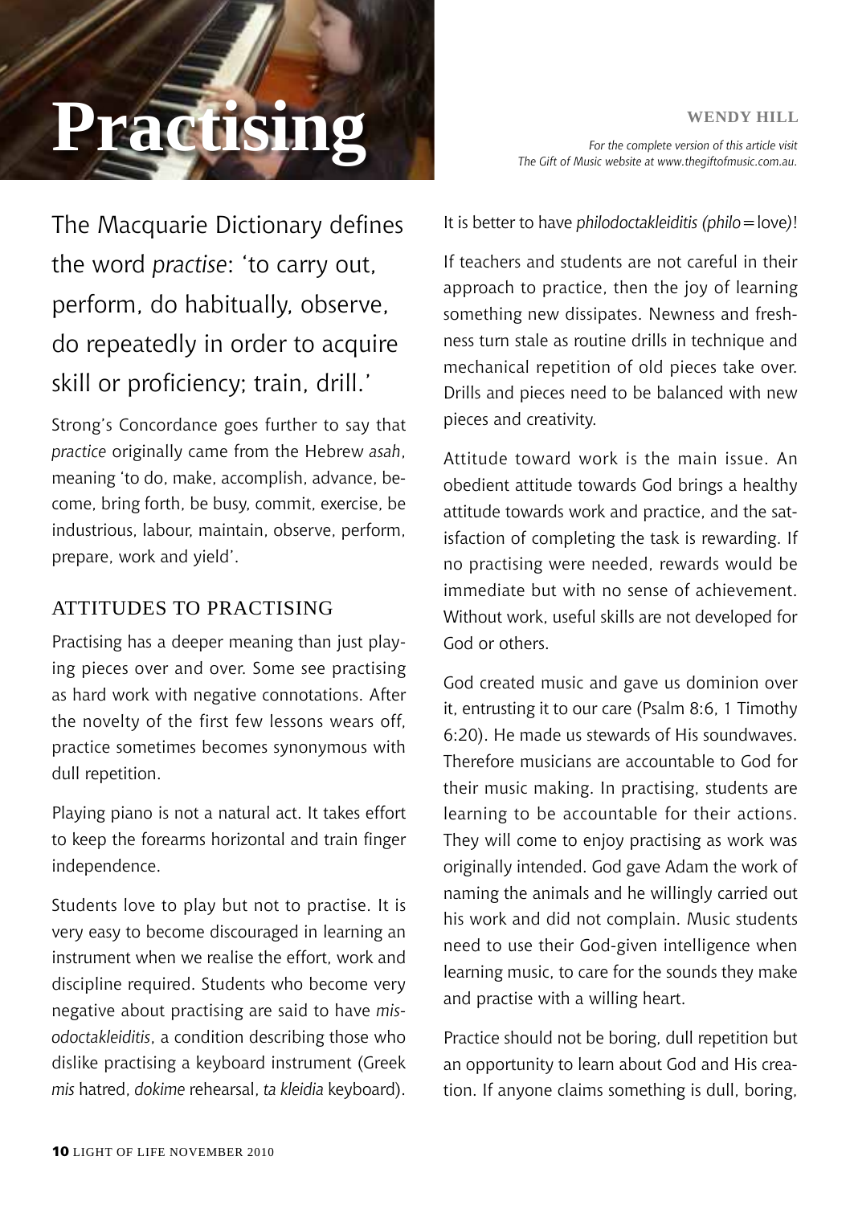# Practising

**WENDY HILL**

*For the complete version of this article visit The Gift of Music website at www.thegiftofmusic.com.au.*

The Macquarie Dictionary defines the word *practise*: 'to carry out, perform, do habitually, observe, do repeatedly in order to acquire skill or proficiency; train, drill.'

Strong's Concordance goes further to say that *practice* originally came from the Hebrew *asah*, meaning 'to do, make, accomplish, advance, become, bring forth, be busy, commit, exercise, be industrious, labour, maintain, observe, perform, prepare, work and yield'.

## ATTITUDES TO PRACTISING

Practising has a deeper meaning than just playing pieces over and over. Some see practising as hard work with negative connotations. After the novelty of the first few lessons wears off, practice sometimes becomes synonymous with dull repetition.

Playing piano is not a natural act. It takes effort to keep the forearms horizontal and train finger independence.

Students love to play but not to practise. It is very easy to become discouraged in learning an instrument when we realise the effort, work and discipline required. Students who become very negative about practising are said to have *misodoctakleiditis*, a condition describing those who dislike practising a keyboard instrument (Greek *mis* hatred, *dokime* rehearsal, *ta kleidia* keyboard). It is better to have *philodoctakleiditis (philo*=love)!

If teachers and students are not careful in their approach to practice, then the joy of learning something new dissipates. Newness and freshness turn stale as routine drills in technique and mechanical repetition of old pieces take over. Drills and pieces need to be balanced with new pieces and creativity.

Attitude toward work is the main issue. An obedient attitude towards God brings a healthy attitude towards work and practice, and the satisfaction of completing the task is rewarding. If no practising were needed, rewards would be immediate but with no sense of achievement. Without work, useful skills are not developed for God or others.

God created music and gave us dominion over it, entrusting it to our care (Psalm 8:6, 1 Timothy 6:20). He made us stewards of His soundwaves. Therefore musicians are accountable to God for their music making. In practising, students are learning to be accountable for their actions. They will come to enjoy practising as work was originally intended. God gave Adam the work of naming the animals and he willingly carried out his work and did not complain. Music students need to use their God-given intelligence when learning music, to care for the sounds they make and practise with a willing heart.

Practice should not be boring, dull repetition but an opportunity to learn about God and His creation. If anyone claims something is dull, boring,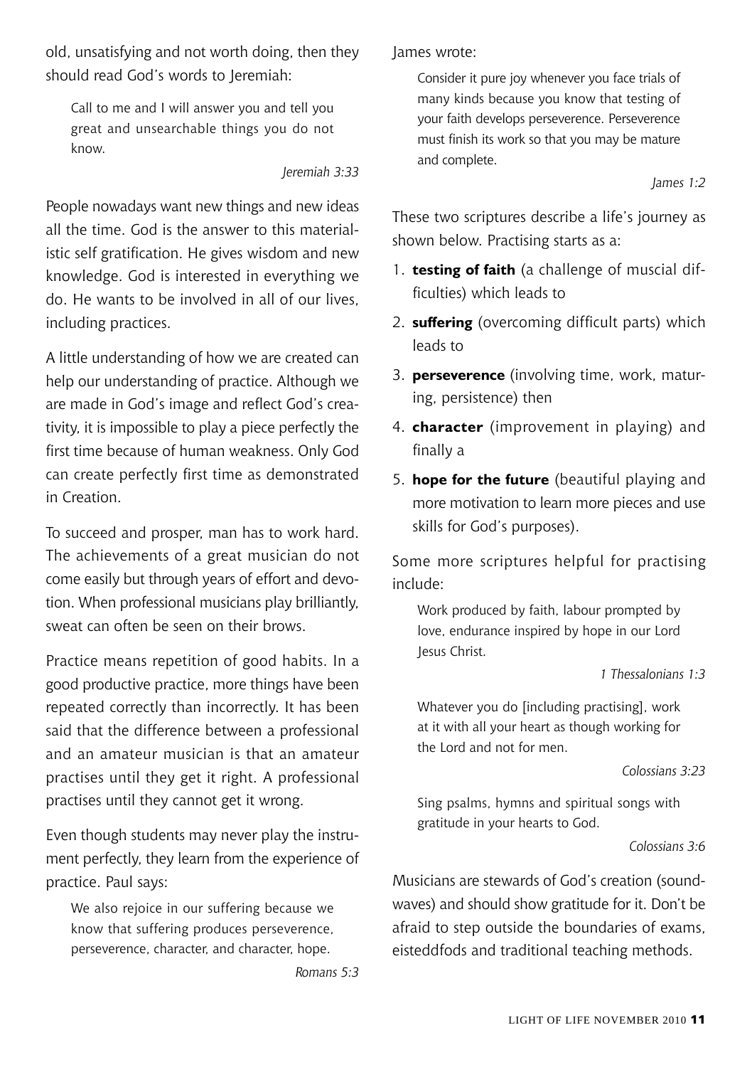old, unsatisfying and not worth doing, then they should read God's words to Jeremiah:

> Call to me and I will answer you and tell you great and unsearchable things you do not know.
>
> *Jeremiah 3:33*

People nowadays want new things and new ideas all the time. God is the answer to this materialistic self gratification. He gives wisdom and new knowledge. God is interested in everything we do. He wants to be involved in all of our lives, including practices.

A little understanding of how we are created can help our understanding of practice. Although we are made in God's image and reflect God's creativity, it is impossible to play a piece perfectly the first time because of human weakness. Only God can create perfectly first time as demonstrated in Creation.

To succeed and prosper, man has to work hard. The achievements of a great musician do not come easily but through years of effort and devotion. When professional musicians play brilliantly, sweat can often be seen on their brows.

Practice means repetition of good habits. In a good productive practice, more things have been repeated correctly than incorrectly. It has been said that the difference between a professional and an amateur musician is that an amateur practises until they get it right. A professional practises until they cannot get it wrong.

Even though students may never play the instrument perfectly, they learn from the experience of practice. Paul says:

> We also rejoice in our suffering because we know that suffering produces perseverence, perseverence, character, and character, hope.
>
> *Romans 5:3*

James wrote:

> Consider it pure joy whenever you face trials of many kinds because you know that testing of your faith develops perseverence. Perseverence must finish its work so that you may be mature and complete.
>
> *James 1:2*

These two scriptures describe a life's journey as shown below. Practising starts as a:

1. **testing of faith** (a challenge of muscial difficulties) which leads to
2. **suffering** (overcoming difficult parts) which leads to
3. **perseverence** (involving time, work, maturing, persistence) then
4. **character** (improvement in playing) and finally a
5. **hope for the future** (beautiful playing and more motivation to learn more pieces and use skills for God's purposes).

Some more scriptures helpful for practising include:

> Work produced by faith, labour prompted by love, endurance inspired by hope in our Lord Jesus Christ.
>
> *1 Thessalonians 1:3*

> Whatever you do [including practising], work at it with all your heart as though working for the Lord and not for men.
>
> *Colossians 3:23*

> Sing psalms, hymns and spiritual songs with gratitude in your hearts to God.
>
> *Colossians 3:6*

Musicians are stewards of God's creation (soundwaves) and should show gratitude for it. Don't be afraid to step outside the boundaries of exams, eisteddfods and traditional teaching methods.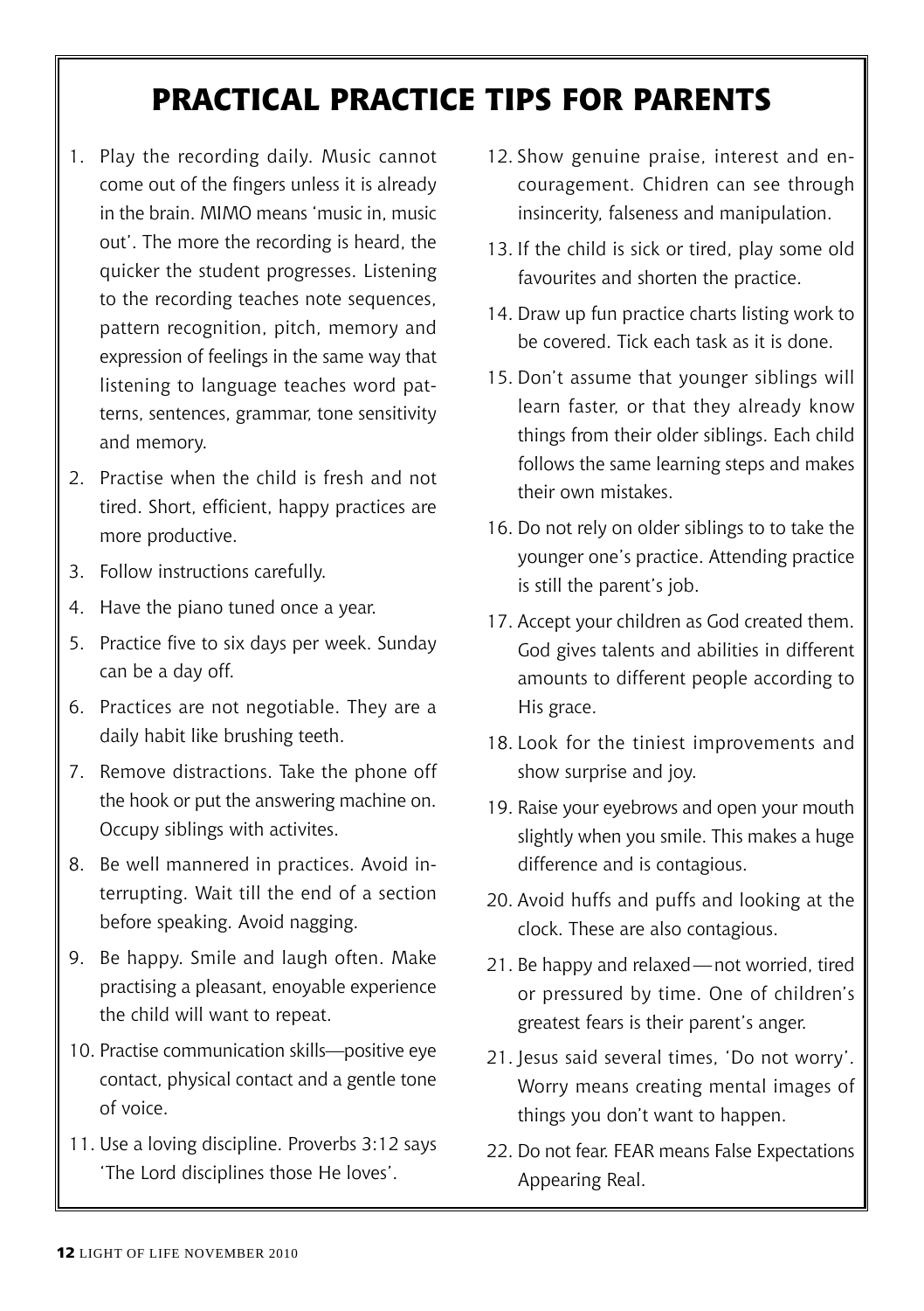# PRACTICAL PRACTICE TIPS FOR PARENTS

1. Play the recording daily. Music cannot come out of the fingers unless it is already in the brain. MIMO means 'music in, music out'. The more the recording is heard, the quicker the student progresses. Listening to the recording teaches note sequences, pattern recognition, pitch, memory and expression of feelings in the same way that listening to language teaches word patterns, sentences, grammar, tone sensitivity and memory.
2. Practise when the child is fresh and not tired. Short, efficient, happy practices are more productive.
3. Follow instructions carefully.
4. Have the piano tuned once a year.
5. Practice five to six days per week. Sunday can be a day off.
6. Practices are not negotiable. They are a daily habit like brushing teeth.
7. Remove distractions. Take the phone off the hook or put the answering machine on. Occupy siblings with activites.
8. Be well mannered in practices. Avoid interrupting. Wait till the end of a section before speaking. Avoid nagging.
9. Be happy. Smile and laugh often. Make practising a pleasant, enoyable experience the child will want to repeat.
10. Practise communication skills—positive eye contact, physical contact and a gentle tone of voice.
11. Use a loving discipline. Proverbs 3:12 says 'The Lord disciplines those He loves'.
12. Show genuine praise, interest and encouragement. Chidren can see through insincerity, falseness and manipulation.
13. If the child is sick or tired, play some old favourites and shorten the practice.
14. Draw up fun practice charts listing work to be covered. Tick each task as it is done.
15. Don't assume that younger siblings will learn faster, or that they already know things from their older siblings. Each child follows the same learning steps and makes their own mistakes.
16. Do not rely on older siblings to to take the younger one's practice. Attending practice is still the parent's job.
17. Accept your children as God created them. God gives talents and abilities in different amounts to different people according to His grace.
18. Look for the tiniest improvements and show surprise and joy.
19. Raise your eyebrows and open your mouth slightly when you smile. This makes a huge difference and is contagious.
20. Avoid huffs and puffs and looking at the clock. These are also contagious.
21. Be happy and relaxed — not worried, tired or pressured by time. One of children's greatest fears is their parent's anger.

21. Jesus said several times, 'Do not worry'. Worry means creating mental images of things you don't want to happen.
22. Do not fear. FEAR means False Expectations Appearing Real.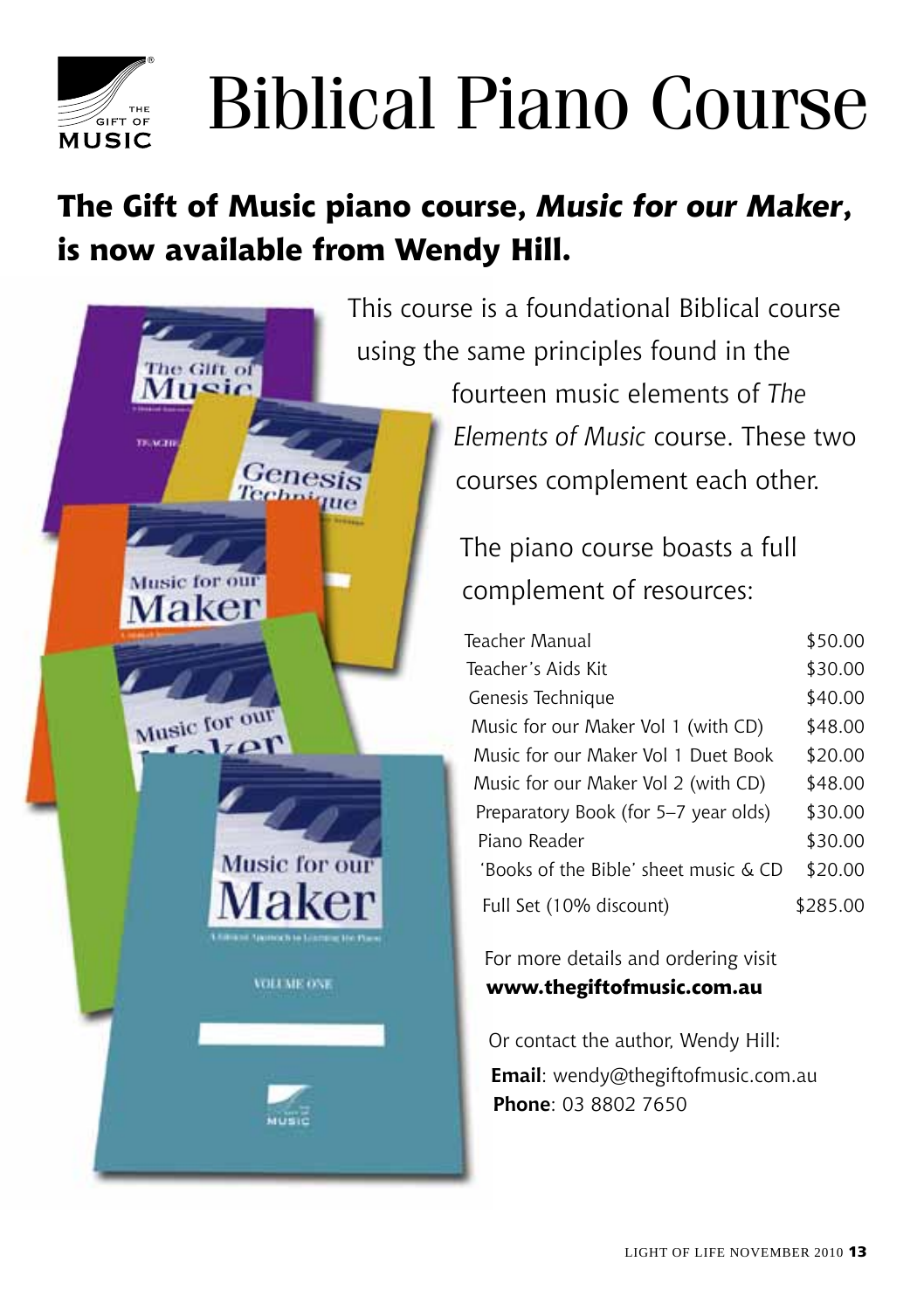# Biblical Piano Course

## The Gift of Music piano course, *Music for our Maker*, is now available from Wendy Hill.

This course is a foundational Biblical course using the same principles found in the fourteen music elements of *The Elements of Music* course. These two courses complement each other.

The piano course boasts a full complement of resources:

| Item | Price |
| --- | --- |
| Teacher Manual | \$50.00 |
| Teacher's Aids Kit | \$30.00 |
| Genesis Technique | \$40.00 |
| Music for our Maker Vol 1 (with CD) | \$48.00 |
| Music for our Maker Vol 1 Duet Book | \$20.00 |
| Music for our Maker Vol 2 (with CD) | \$48.00 |
| Preparatory Book (for 5–7 year olds) | \$30.00 |
| Piano Reader | \$30.00 |
| 'Books of the Bible' sheet music & CD | \$20.00 |
| Full Set (10% discount) | \$285.00 |

For more details and ordering visit **www.thegiftofmusic.com.au**

Or contact the author, Wendy Hill:

**Email**: wendy@thegiftofmusic.com.au

**Phone**: 03 8802 7650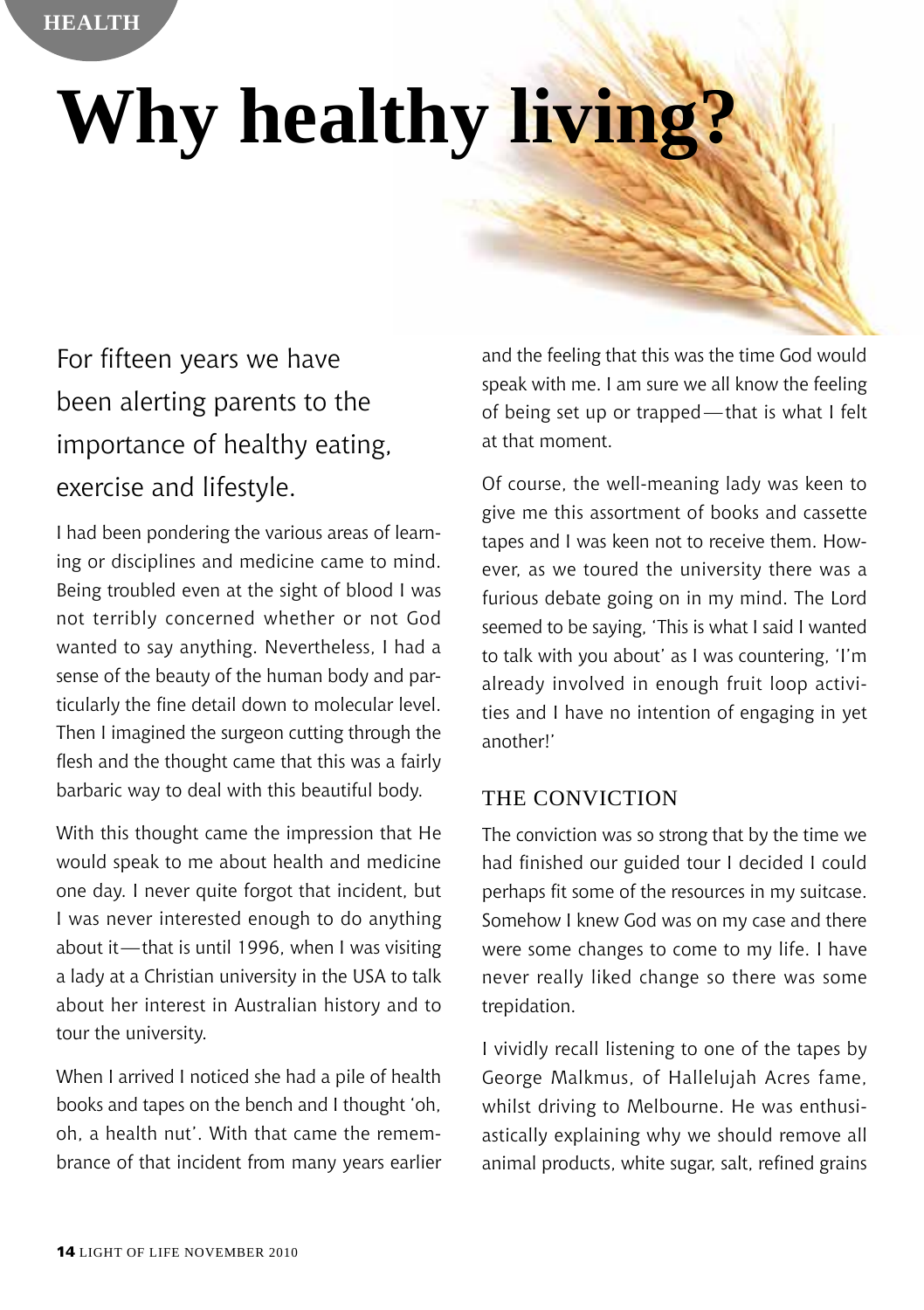# Why healthy living?

For fifteen years we have been alerting parents to the importance of healthy eating, exercise and lifestyle.

I had been pondering the various areas of learning or disciplines and medicine came to mind. Being troubled even at the sight of blood I was not terribly concerned whether or not God wanted to say anything. Nevertheless, I had a sense of the beauty of the human body and particularly the fine detail down to molecular level. Then I imagined the surgeon cutting through the flesh and the thought came that this was a fairly barbaric way to deal with this beautiful body.

With this thought came the impression that He would speak to me about health and medicine one day. I never quite forgot that incident, but I was never interested enough to do anything about it—that is until 1996, when I was visiting a lady at a Christian university in the USA to talk about her interest in Australian history and to tour the university.

When I arrived I noticed she had a pile of health books and tapes on the bench and I thought 'oh, oh, a health nut'. With that came the remembrance of that incident from many years earlier and the feeling that this was the time God would speak with me. I am sure we all know the feeling of being set up or trapped—that is what I felt at that moment.

Of course, the well-meaning lady was keen to give me this assortment of books and cassette tapes and I was keen not to receive them. However, as we toured the university there was a furious debate going on in my mind. The Lord seemed to be saying, 'This is what I said I wanted to talk with you about' as I was countering, 'I'm already involved in enough fruit loop activities and I have no intention of engaging in yet another!'

## THE CONVICTION

The conviction was so strong that by the time we had finished our guided tour I decided I could perhaps fit some of the resources in my suitcase. Somehow I knew God was on my case and there were some changes to come to my life. I have never really liked change so there was some trepidation.

I vividly recall listening to one of the tapes by George Malkmus, of Hallelujah Acres fame, whilst driving to Melbourne. He was enthusiastically explaining why we should remove all animal products, white sugar, salt, refined grains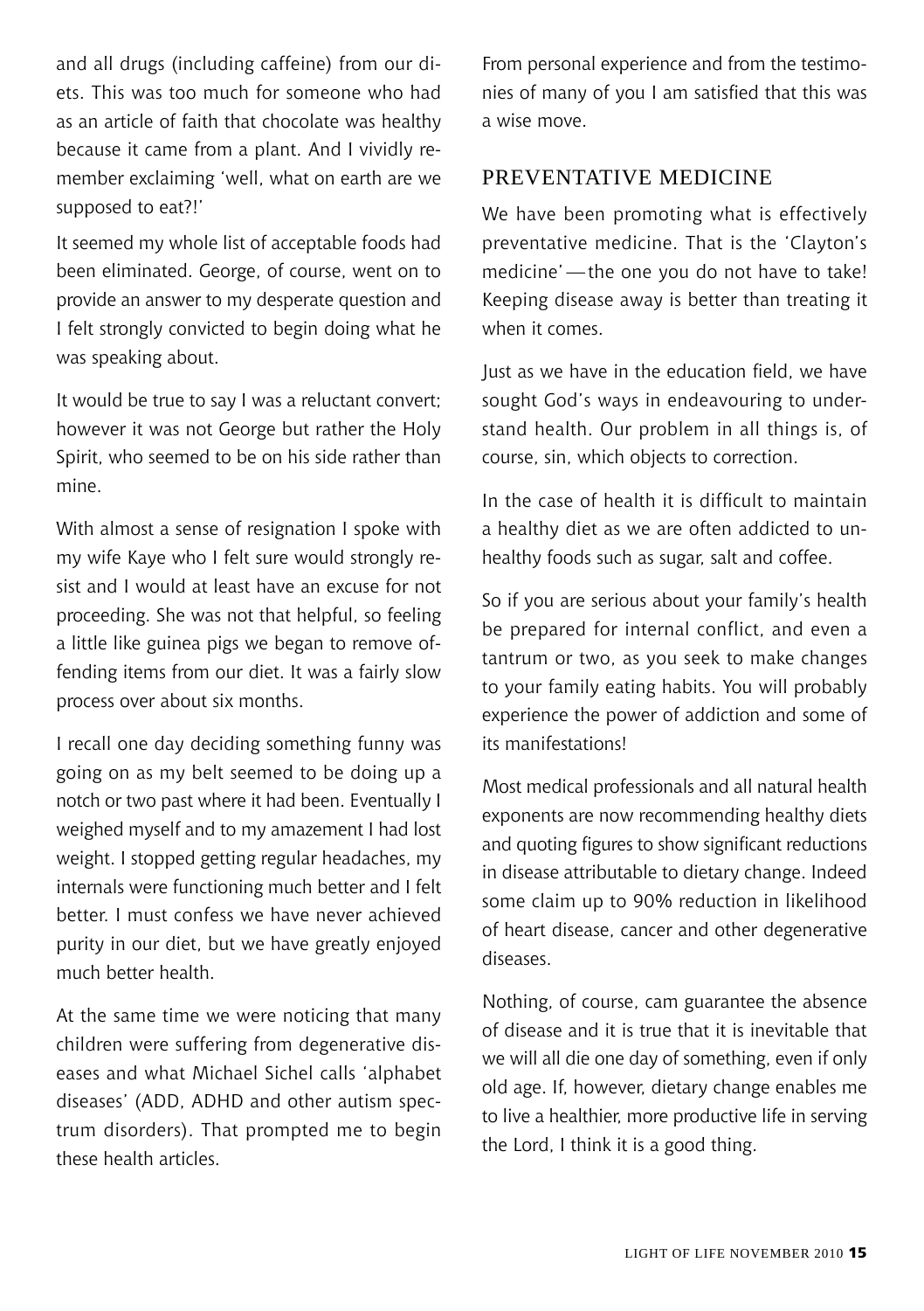and all drugs (including caffeine) from our diets. This was too much for someone who had as an article of faith that chocolate was healthy because it came from a plant. And I vividly remember exclaiming 'well, what on earth are we supposed to eat?!'

It seemed my whole list of acceptable foods had been eliminated. George, of course, went on to provide an answer to my desperate question and I felt strongly convicted to begin doing what he was speaking about.

It would be true to say I was a reluctant convert; however it was not George but rather the Holy Spirit, who seemed to be on his side rather than mine.

With almost a sense of resignation I spoke with my wife Kaye who I felt sure would strongly resist and I would at least have an excuse for not proceeding. She was not that helpful, so feeling a little like guinea pigs we began to remove offending items from our diet. It was a fairly slow process over about six months.

I recall one day deciding something funny was going on as my belt seemed to be doing up a notch or two past where it had been. Eventually I weighed myself and to my amazement I had lost weight. I stopped getting regular headaches, my internals were functioning much better and I felt better. I must confess we have never achieved purity in our diet, but we have greatly enjoyed much better health.

At the same time we were noticing that many children were suffering from degenerative diseases and what Michael Sichel calls 'alphabet diseases' (ADD, ADHD and other autism spectrum disorders). That prompted me to begin these health articles.

From personal experience and from the testimonies of many of you I am satisfied that this was a wise move.

## PREVENTATIVE MEDICINE

We have been promoting what is effectively preventative medicine. That is the 'Clayton's medicine'—the one you do not have to take! Keeping disease away is better than treating it when it comes.

Just as we have in the education field, we have sought God's ways in endeavouring to understand health. Our problem in all things is, of course, sin, which objects to correction.

In the case of health it is difficult to maintain a healthy diet as we are often addicted to unhealthy foods such as sugar, salt and coffee.

So if you are serious about your family's health be prepared for internal conflict, and even a tantrum or two, as you seek to make changes to your family eating habits. You will probably experience the power of addiction and some of its manifestations!

Most medical professionals and all natural health exponents are now recommending healthy diets and quoting figures to show significant reductions in disease attributable to dietary change. Indeed some claim up to 90% reduction in likelihood of heart disease, cancer and other degenerative diseases.

Nothing, of course, cam guarantee the absence of disease and it is true that it is inevitable that we will all die one day of something, even if only old age. If, however, dietary change enables me to live a healthier, more productive life in serving the Lord, I think it is a good thing.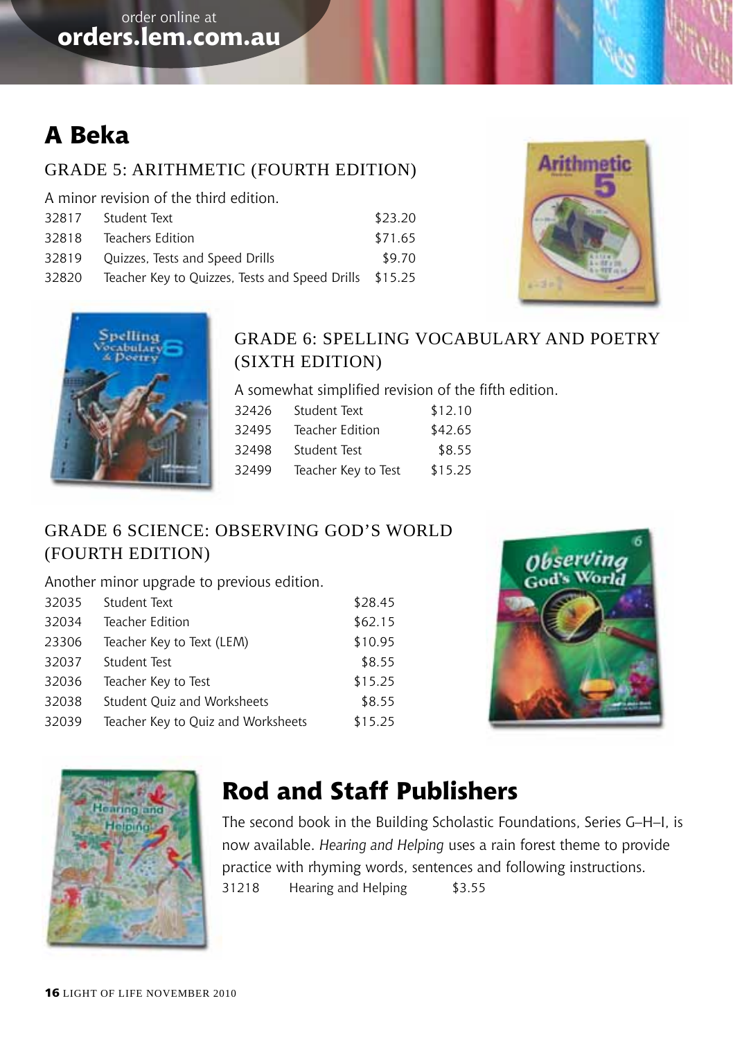order online at
**orders.lem.com.au**

# A Beka

## GRADE 5: ARITHMETIC (FOURTH EDITION)

A minor revision of the third edition.

| | | |
|---|---|---|
| 32817 | Student Text | $23.20 |
| 32818 | Teachers Edition | $71.65 |
| 32819 | Quizzes, Tests and Speed Drills | $9.70 |
| 32820 | Teacher Key to Quizzes, Tests and Speed Drills | $15.25 |

## GRADE 6: SPELLING VOCABULARY AND POETRY (SIXTH EDITION)

A somewhat simplified revision of the fifth edition.

| | | |
|---|---|---|
| 32426 | Student Text | $12.10 |
| 32495 | Teacher Edition | $42.65 |
| 32498 | Student Test | $8.55 |
| 32499 | Teacher Key to Test | $15.25 |

## GRADE 6 SCIENCE: OBSERVING GOD'S WORLD (FOURTH EDITION)

Another minor upgrade to previous edition.

| | | |
|---|---|---|
| 32035 | Student Text | $28.45 |
| 32034 | Teacher Edition | $62.15 |
| 23306 | Teacher Key to Text (LEM) | $10.95 |
| 32037 | Student Test | $8.55 |
| 32036 | Teacher Key to Test | $15.25 |
| 32038 | Student Quiz and Worksheets | $8.55 |
| 32039 | Teacher Key to Quiz and Worksheets | $15.25 |

# Rod and Staff Publishers

The second book in the Building Scholastic Foundations, Series G–H–I, is now available. *Hearing and Helping* uses a rain forest theme to provide practice with rhyming words, sentences and following instructions.

| | | |
|---|---|---|
| 31218 | Hearing and Helping | $3.55 |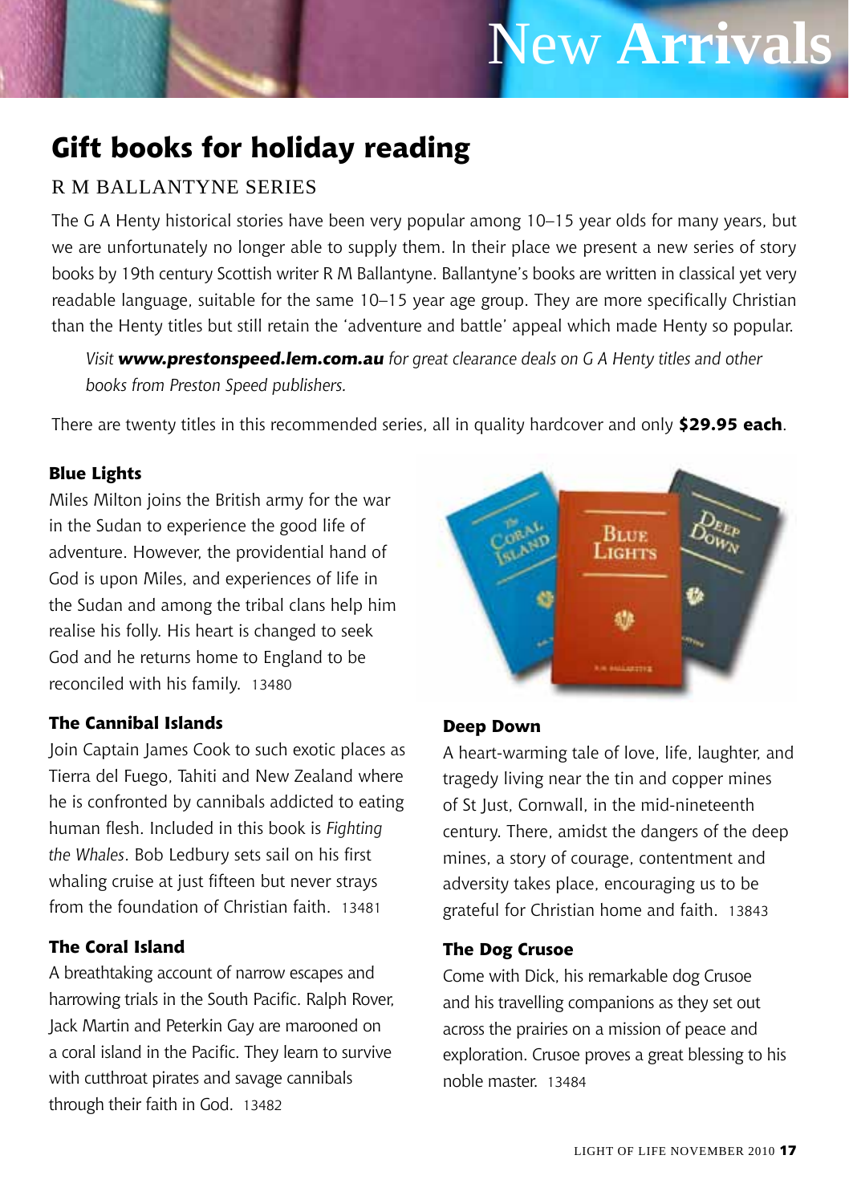# New Arrivals

## Gift books for holiday reading

### R M BALLANTYNE SERIES

The G A Henty historical stories have been very popular among 10–15 year olds for many years, but we are unfortunately no longer able to supply them. In their place we present a new series of story books by 19th century Scottish writer R M Ballantyne. Ballantyne's books are written in classical yet very readable language, suitable for the same 10–15 year age group. They are more specifically Christian than the Henty titles but still retain the 'adventure and battle' appeal which made Henty so popular.

> *Visit **www.prestonspeed.lem.com.au** for great clearance deals on G A Henty titles and other books from Preston Speed publishers.*

There are twenty titles in this recommended series, all in quality hardcover and only **$29.95 each**.

**Blue Lights**

Miles Milton joins the British army for the war in the Sudan to experience the good life of adventure. However, the providential hand of God is upon Miles, and experiences of life in the Sudan and among the tribal clans help him realise his folly. His heart is changed to seek God and he returns home to England to be reconciled with his family. 13480

**The Cannibal Islands**

Join Captain James Cook to such exotic places as Tierra del Fuego, Tahiti and New Zealand where he is confronted by cannibals addicted to eating human flesh. Included in this book is *Fighting the Whales*. Bob Ledbury sets sail on his first whaling cruise at just fifteen but never strays from the foundation of Christian faith. 13481

**The Coral Island**

A breathtaking account of narrow escapes and harrowing trials in the South Pacific. Ralph Rover, Jack Martin and Peterkin Gay are marooned on a coral island in the Pacific. They learn to survive with cutthroat pirates and savage cannibals through their faith in God. 13482

**Deep Down**

A heart-warming tale of love, life, laughter, and tragedy living near the tin and copper mines of St Just, Cornwall, in the mid-nineteenth century. There, amidst the dangers of the deep mines, a story of courage, contentment and adversity takes place, encouraging us to be grateful for Christian home and faith. 13843

**The Dog Crusoe**

Come with Dick, his remarkable dog Crusoe and his travelling companions as they set out across the prairies on a mission of peace and exploration. Crusoe proves a great blessing to his noble master. 13484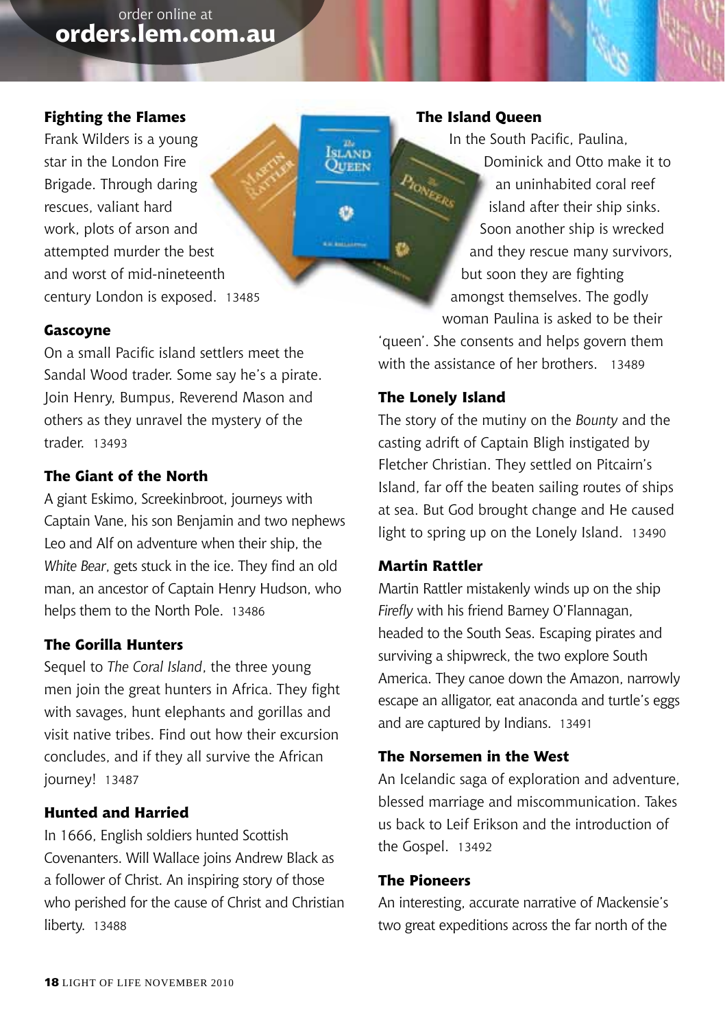order online at
**orders.lem.com.au**

### Fighting the Flames

Frank Wilders is a young star in the London Fire Brigade. Through daring rescues, valiant hard work, plots of arson and attempted murder the best and worst of mid-nineteenth century London is exposed. 13485

### Gascoyne

On a small Pacific island settlers meet the Sandal Wood trader. Some say he's a pirate. Join Henry, Bumpus, Reverend Mason and others as they unravel the mystery of the trader. 13493

### The Giant of the North

A giant Eskimo, Screekinbroot, journeys with Captain Vane, his son Benjamin and two nephews Leo and Alf on adventure when their ship, the *White Bear*, gets stuck in the ice. They find an old man, an ancestor of Captain Henry Hudson, who helps them to the North Pole. 13486

### The Gorilla Hunters

Sequel to *The Coral Island*, the three young men join the great hunters in Africa. They fight with savages, hunt elephants and gorillas and visit native tribes. Find out how their excursion concludes, and if they all survive the African journey! 13487

### Hunted and Harried

In 1666, English soldiers hunted Scottish Covenanters. Will Wallace joins Andrew Black as a follower of Christ. An inspiring story of those who perished for the cause of Christ and Christian liberty. 13488

### The Island Queen

In the South Pacific, Paulina, Dominick and Otto make it to an uninhabited coral reef island after their ship sinks. Soon another ship is wrecked and they rescue many survivors, but soon they are fighting amongst themselves. The godly woman Paulina is asked to be their 'queen'. She consents and helps govern them with the assistance of her brothers. 13489

### The Lonely Island

The story of the mutiny on the *Bounty* and the casting adrift of Captain Bligh instigated by Fletcher Christian. They settled on Pitcairn's Island, far off the beaten sailing routes of ships at sea. But God brought change and He caused light to spring up on the Lonely Island. 13490

### Martin Rattler

Martin Rattler mistakenly winds up on the ship *Firefly* with his friend Barney O'Flannagan, headed to the South Seas. Escaping pirates and surviving a shipwreck, the two explore South America. They canoe down the Amazon, narrowly escape an alligator, eat anaconda and turtle's eggs and are captured by Indians. 13491

### The Norsemen in the West

An Icelandic saga of exploration and adventure, blessed marriage and miscommunication. Takes us back to Leif Erikson and the introduction of the Gospel. 13492

### The Pioneers

An interesting, accurate narrative of Mackensie's two great expeditions across the far north of the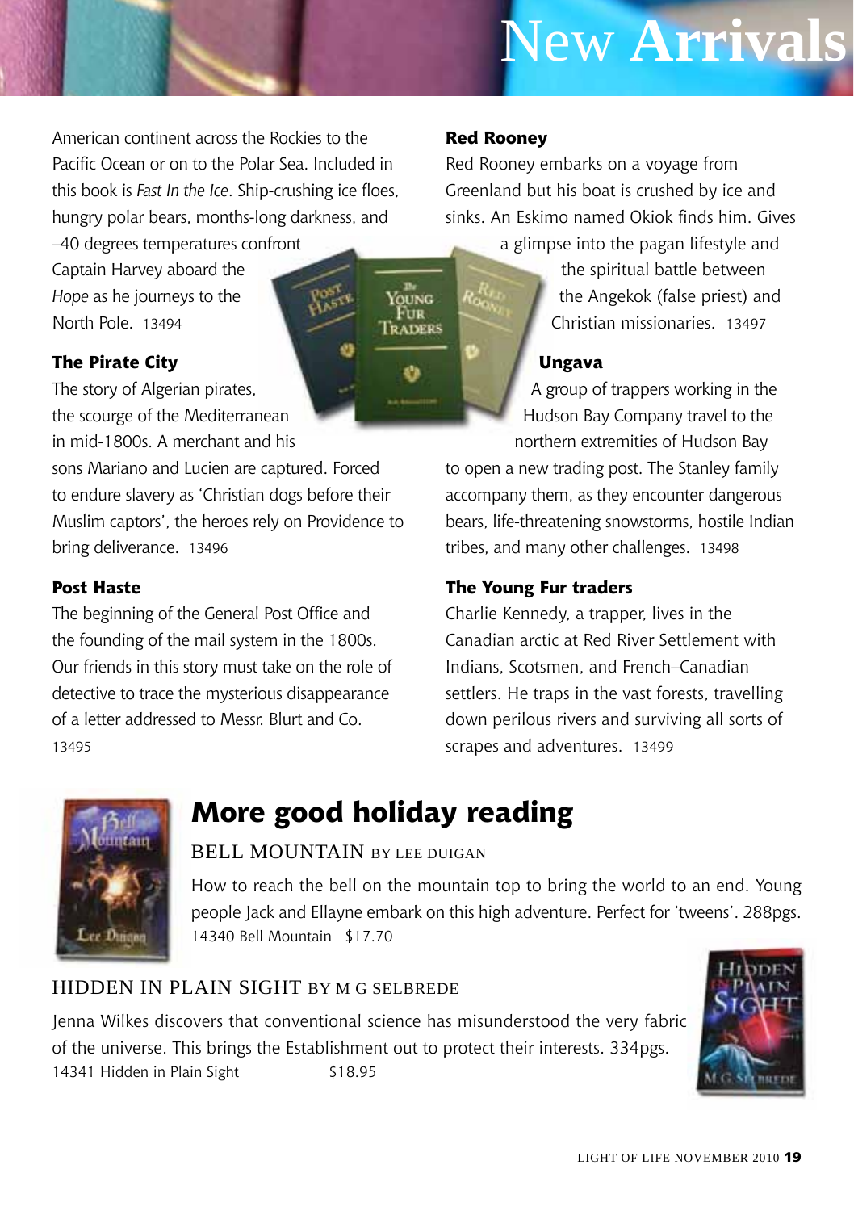# New Arrivals

American continent across the Rockies to the Pacific Ocean or on to the Polar Sea. Included in this book is *Fast In the Ice*. Ship-crushing ice floes, hungry polar bears, months-long darkness, and –40 degrees temperatures confront Captain Harvey aboard the *Hope* as he journeys to the North Pole. 13494

**The Pirate City**

The story of Algerian pirates, the scourge of the Mediterranean in mid-1800s. A merchant and his sons Mariano and Lucien are captured. Forced to endure slavery as 'Christian dogs before their Muslim captors', the heroes rely on Providence to bring deliverance. 13496

**Post Haste**

The beginning of the General Post Office and the founding of the mail system in the 1800s. Our friends in this story must take on the role of detective to trace the mysterious disappearance of a letter addressed to Messr. Blurt and Co. 13495

**Red Rooney**

Red Rooney embarks on a voyage from Greenland but his boat is crushed by ice and sinks. An Eskimo named Okiok finds him. Gives a glimpse into the pagan lifestyle and the spiritual battle between the Angekok (false priest) and Christian missionaries. 13497

**Ungava**

A group of trappers working in the Hudson Bay Company travel to the northern extremities of Hudson Bay to open a new trading post. The Stanley family accompany them, as they encounter dangerous bears, life-threatening snowstorms, hostile Indian tribes, and many other challenges. 13498

**The Young Fur traders**

Charlie Kennedy, a trapper, lives in the Canadian arctic at Red River Settlement with Indians, Scotsmen, and French–Canadian settlers. He traps in the vast forests, travelling down perilous rivers and surviving all sorts of scrapes and adventures. 13499

## More good holiday reading

### BELL MOUNTAIN BY LEE DUIGAN

How to reach the bell on the mountain top to bring the world to an end. Young people Jack and Ellayne embark on this high adventure. Perfect for 'tweens'. 288pgs.

14340 Bell Mountain $17.70

### HIDDEN IN PLAIN SIGHT BY M G SELBREDE

Jenna Wilkes discovers that conventional science has misunderstood the very fabric of the universe. This brings the Establishment out to protect their interests. 334pgs.

14341 Hidden in Plain Sight $18.95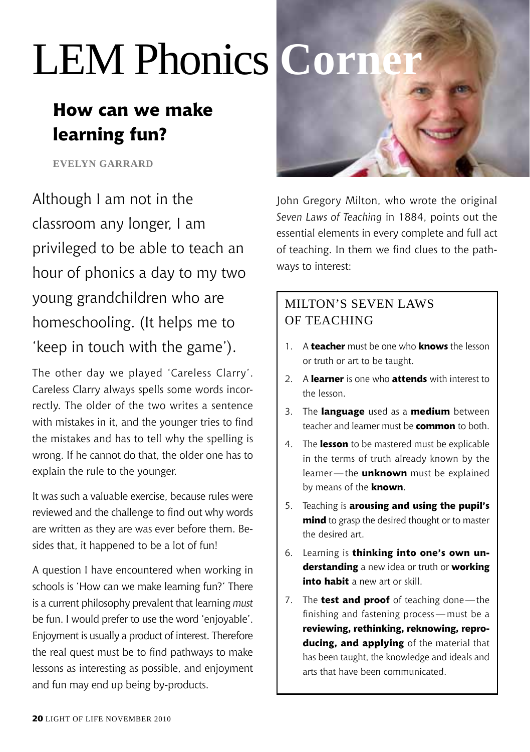# LEM Phonics Corner

## How can we make learning fun?

**EVELYN GARRARD**

Although I am not in the classroom any longer, I am privileged to be able to teach an hour of phonics a day to my two young grandchildren who are homeschooling. (It helps me to 'keep in touch with the game').

The other day we played 'Careless Clarry'. Careless Clarry always spells some words incorrectly. The older of the two writes a sentence with mistakes in it, and the younger tries to find the mistakes and has to tell why the spelling is wrong. If he cannot do that, the older one has to explain the rule to the younger.

It was such a valuable exercise, because rules were reviewed and the challenge to find out why words are written as they are was ever before them. Besides that, it happened to be a lot of fun!

A question I have encountered when working in schools is 'How can we make learning fun?' There is a current philosophy prevalent that learning *must* be fun. I would prefer to use the word 'enjoyable'. Enjoyment is usually a product of interest. Therefore the real quest must be to find pathways to make lessons as interesting as possible, and enjoyment and fun may end up being by-products.

John Gregory Milton, who wrote the original *Seven Laws of Teaching* in 1884, points out the essential elements in every complete and full act of teaching. In them we find clues to the pathways to interest:

### MILTON'S SEVEN LAWS OF TEACHING

1. A **teacher** must be one who **knows** the lesson or truth or art to be taught.
2. A **learner** is one who **attends** with interest to the lesson.
3. The **language** used as a **medium** between teacher and learner must be **common** to both.
4. The **lesson** to be mastered must be explicable in the terms of truth already known by the learner — the **unknown** must be explained by means of the **known**.
5. Teaching is **arousing and using the pupil's mind** to grasp the desired thought or to master the desired art.
6. Learning is **thinking into one's own understanding** a new idea or truth or **working into habit** a new art or skill.
7. The **test and proof** of teaching done — the finishing and fastening process — must be a **reviewing, rethinking, reknowing, reproducing, and applying** of the material that has been taught, the knowledge and ideals and arts that have been communicated.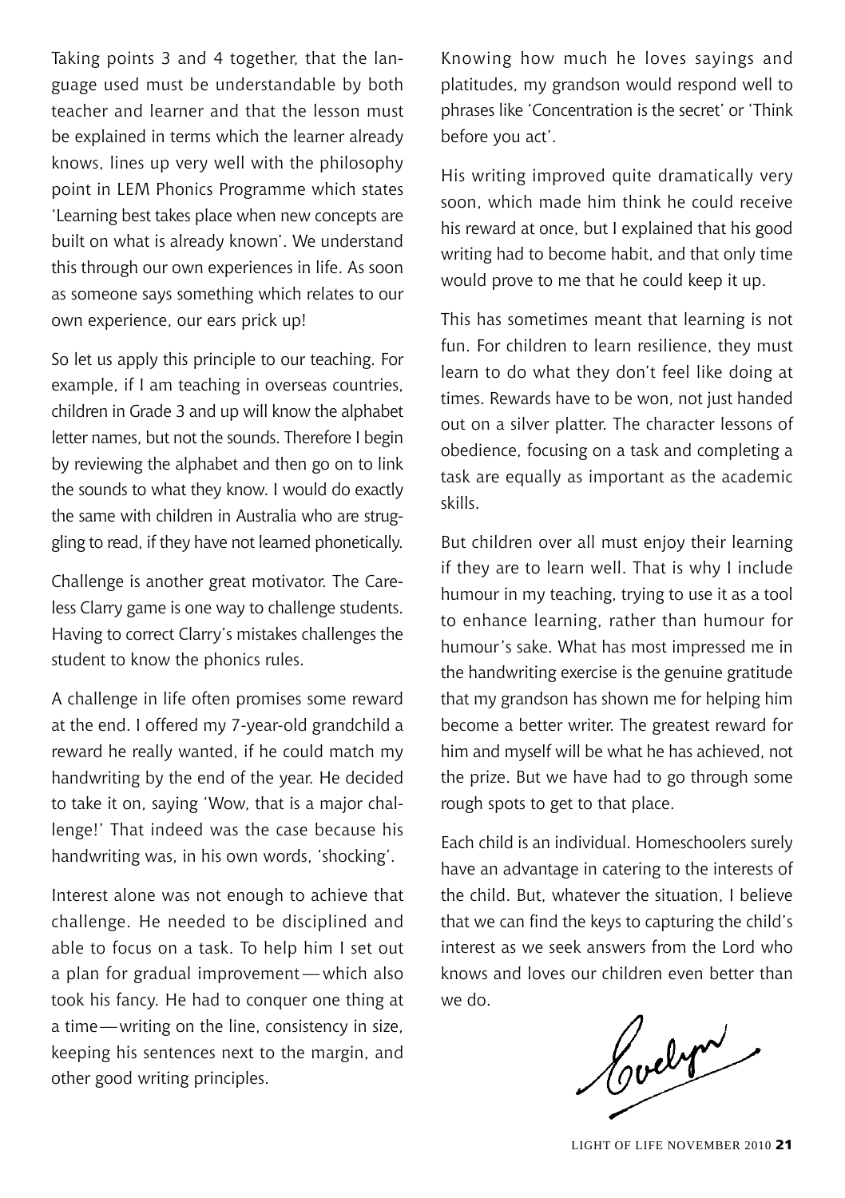Taking points 3 and 4 together, that the language used must be understandable by both teacher and learner and that the lesson must be explained in terms which the learner already knows, lines up very well with the philosophy point in LEM Phonics Programme which states 'Learning best takes place when new concepts are built on what is already known'. We understand this through our own experiences in life. As soon as someone says something which relates to our own experience, our ears prick up!

So let us apply this principle to our teaching. For example, if I am teaching in overseas countries, children in Grade 3 and up will know the alphabet letter names, but not the sounds. Therefore I begin by reviewing the alphabet and then go on to link the sounds to what they know. I would do exactly the same with children in Australia who are struggling to read, if they have not learned phonetically.

Challenge is another great motivator. The Careless Clarry game is one way to challenge students. Having to correct Clarry's mistakes challenges the student to know the phonics rules.

A challenge in life often promises some reward at the end. I offered my 7-year-old grandchild a reward he really wanted, if he could match my handwriting by the end of the year. He decided to take it on, saying 'Wow, that is a major challenge!' That indeed was the case because his handwriting was, in his own words, 'shocking'.

Interest alone was not enough to achieve that challenge. He needed to be disciplined and able to focus on a task. To help him I set out a plan for gradual improvement—which also took his fancy. He had to conquer one thing at a time—writing on the line, consistency in size, keeping his sentences next to the margin, and other good writing principles.

Knowing how much he loves sayings and platitudes, my grandson would respond well to phrases like 'Concentration is the secret' or 'Think before you act'.

His writing improved quite dramatically very soon, which made him think he could receive his reward at once, but I explained that his good writing had to become habit, and that only time would prove to me that he could keep it up.

This has sometimes meant that learning is not fun. For children to learn resilience, they must learn to do what they don't feel like doing at times. Rewards have to be won, not just handed out on a silver platter. The character lessons of obedience, focusing on a task and completing a task are equally as important as the academic skills.

But children over all must enjoy their learning if they are to learn well. That is why I include humour in my teaching, trying to use it as a tool to enhance learning, rather than humour for humour's sake. What has most impressed me in the handwriting exercise is the genuine gratitude that my grandson has shown me for helping him become a better writer. The greatest reward for him and myself will be what he has achieved, not the prize. But we have had to go through some rough spots to get to that place.

Each child is an individual. Homeschoolers surely have an advantage in catering to the interests of the child. But, whatever the situation, I believe that we can find the keys to capturing the child's interest as we seek answers from the Lord who knows and loves our children even better than we do.

Evelyn